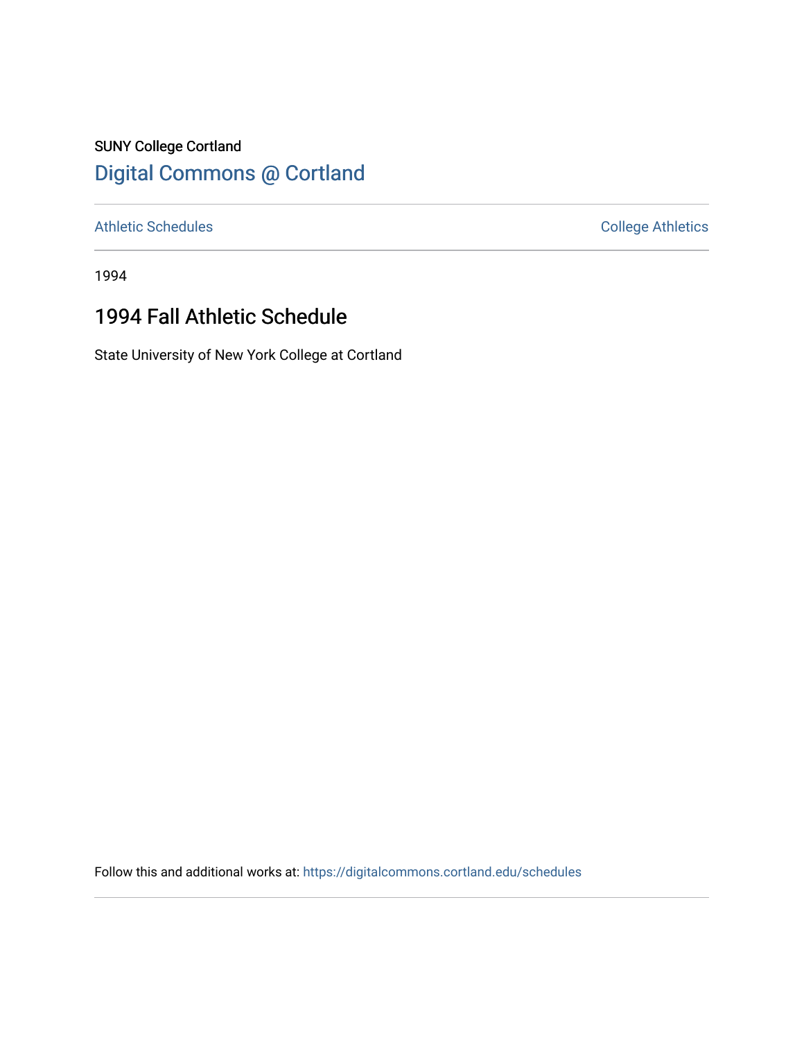SUNY College Cortland

# Digital Commons @ Cortland

Athletic Schedules

College Athletics

1994

## 1994 Fall Athletic Schedule

State University of New York College at Cortland

Follow this and additional works at: https://digitalcommons.cortland.edu/schedules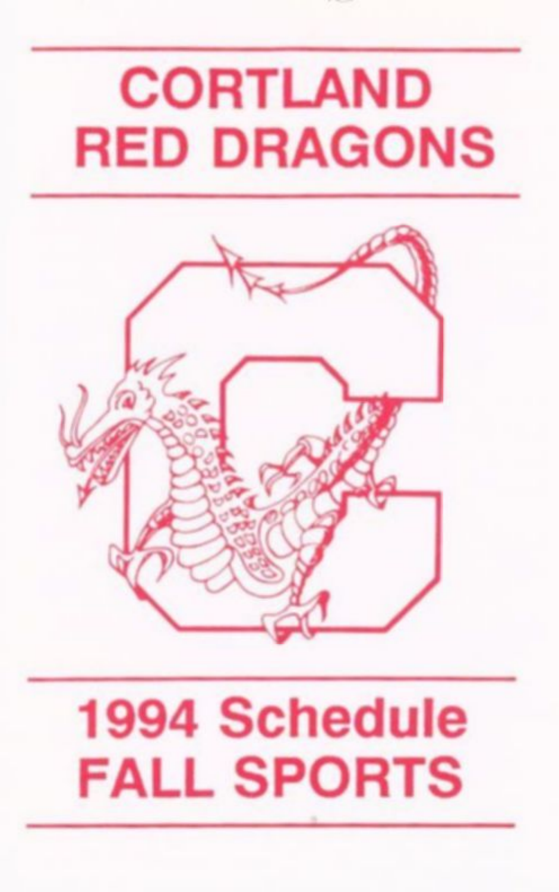# CORTLAND RED DRAGONS

## 1994 Schedule FALL SPORTS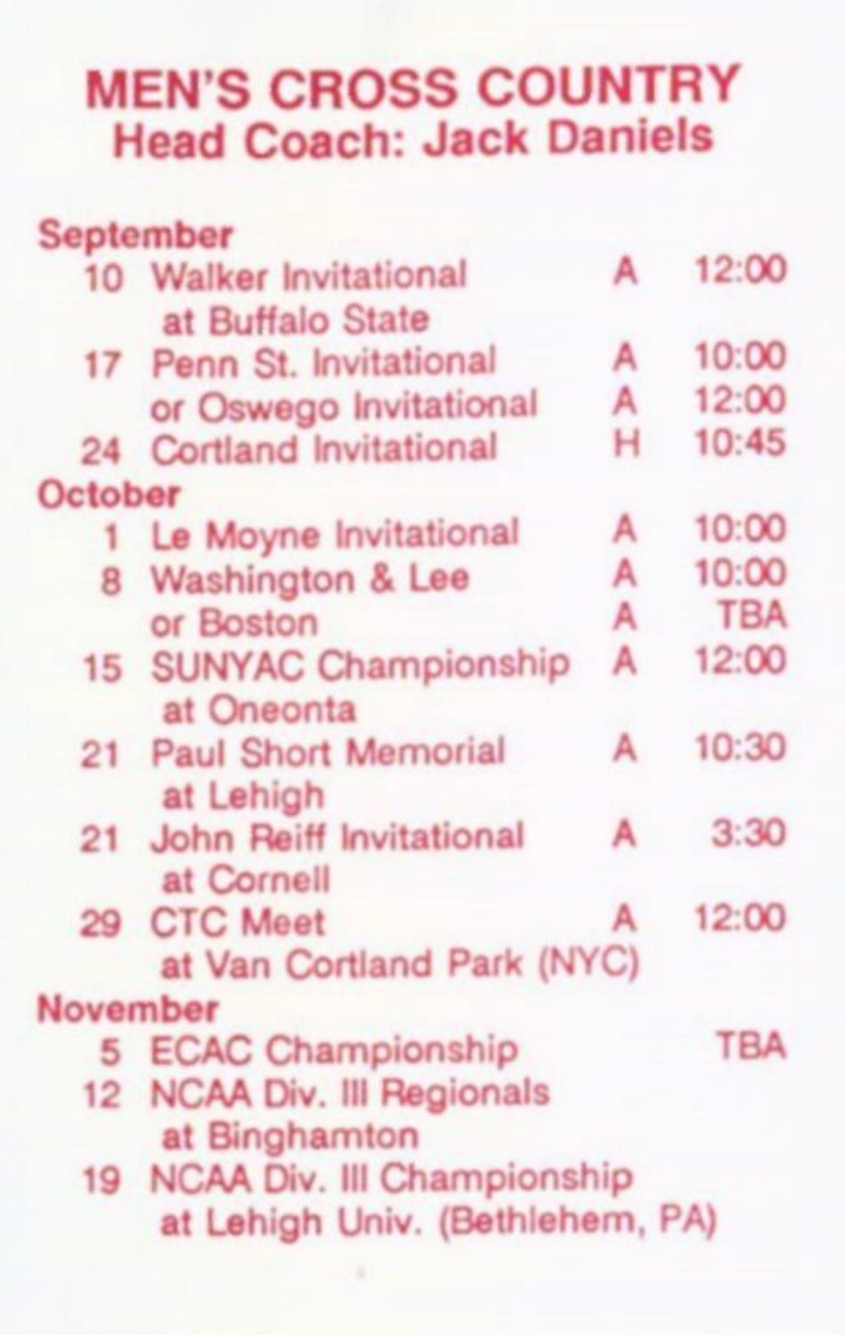# MEN'S CROSS COUNTRY

## Head Coach: Jack Daniels

| Date | Event | | Time |
|---|---|---|---|
| **September** | | | |
| 10 | Walker Invitational at Buffalo State | A | 12:00 |
| 17 | Penn St. Invitational | A | 10:00 |
| | or Oswego Invitational | A | 12:00 |
| 24 | Cortland Invitational | H | 10:45 |
| **October** | | | |
| 1 | Le Moyne Invitational | A | 10:00 |
| 8 | Washington & Lee | A | 10:00 |
| | or Boston | A | TBA |
| 15 | SUNYAC Championship at Oneonta | A | 12:00 |
| 21 | Paul Short Memorial at Lehigh | A | 10:30 |
| 21 | John Reiff Invitational at Cornell | A | 3:30 |
| 29 | CTC Meet at Van Cortland Park (NYC) | A | 12:00 |
| **November** | | | |
| 5 | ECAC Championship | | TBA |
| 12 | NCAA Div. III Regionals at Binghamton | | |
| 19 | NCAA Div. III Championship at Lehigh Univ. (Bethlehem, PA) | | |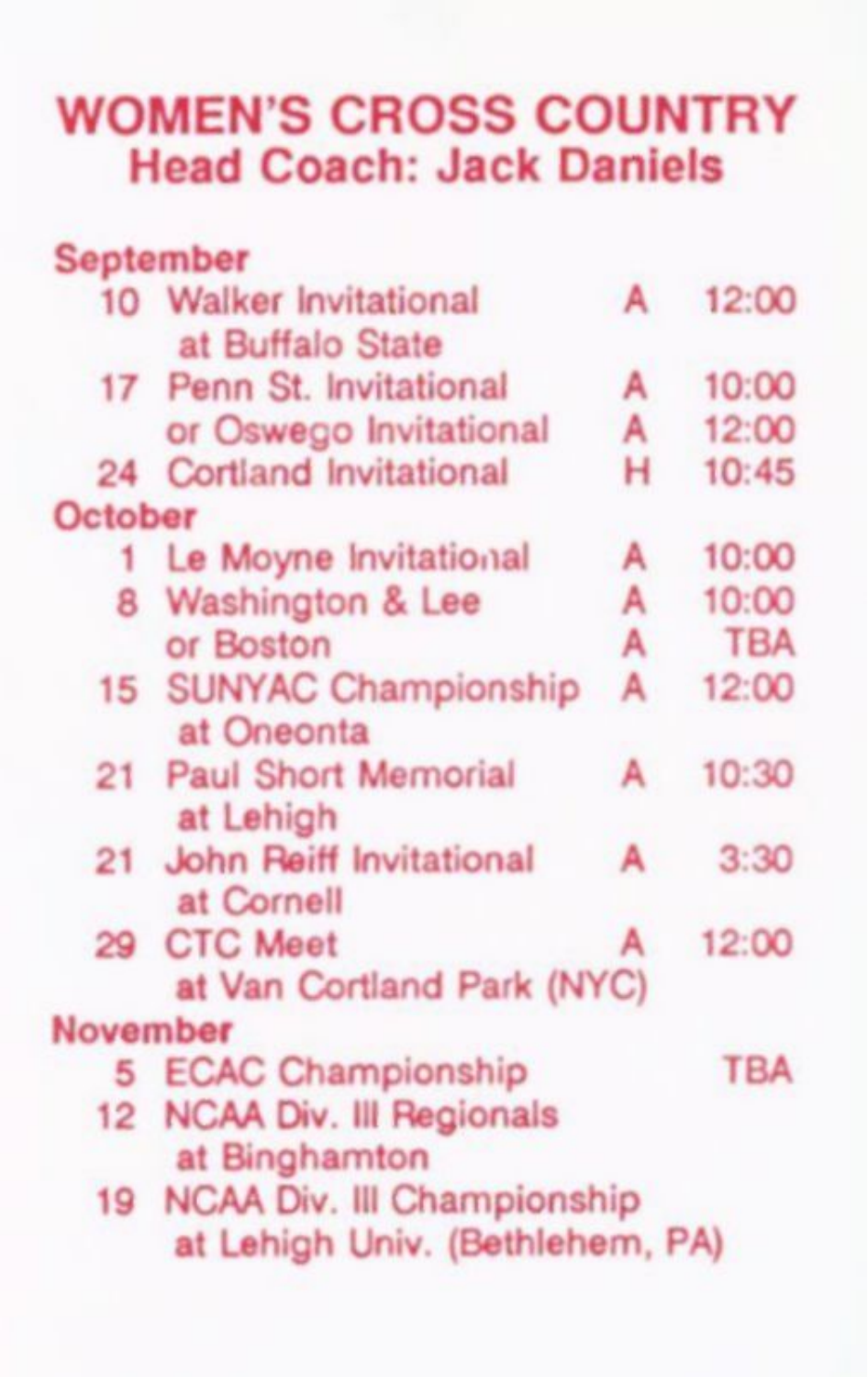# WOMEN'S CROSS COUNTRY

## Head Coach: Jack Daniels

| Date | Event | | Time |
|---|---|---|---|
| **September** | | | |
| 10 | Walker Invitational at Buffalo State | A | 12:00 |
| 17 | Penn St. Invitational | A | 10:00 |
| | or Oswego Invitational | A | 12:00 |
| 24 | Cortland Invitational | H | 10:45 |
| **October** | | | |
| 1 | Le Moyne Invitational | A | 10:00 |
| 8 | Washington & Lee | A | 10:00 |
| | or Boston | A | TBA |
| 15 | SUNYAC Championship at Oneonta | A | 12:00 |
| 21 | Paul Short Memorial at Lehigh | A | 10:30 |
| 21 | John Reiff Invitational at Cornell | A | 3:30 |
| 29 | CTC Meet at Van Cortland Park (NYC) | A | 12:00 |
| **November** | | | |
| 5 | ECAC Championship | | TBA |
| 12 | NCAA Div. III Regionals at Binghamton | | |
| 19 | NCAA Div. III Championship at Lehigh Univ. (Bethlehem, PA) | | |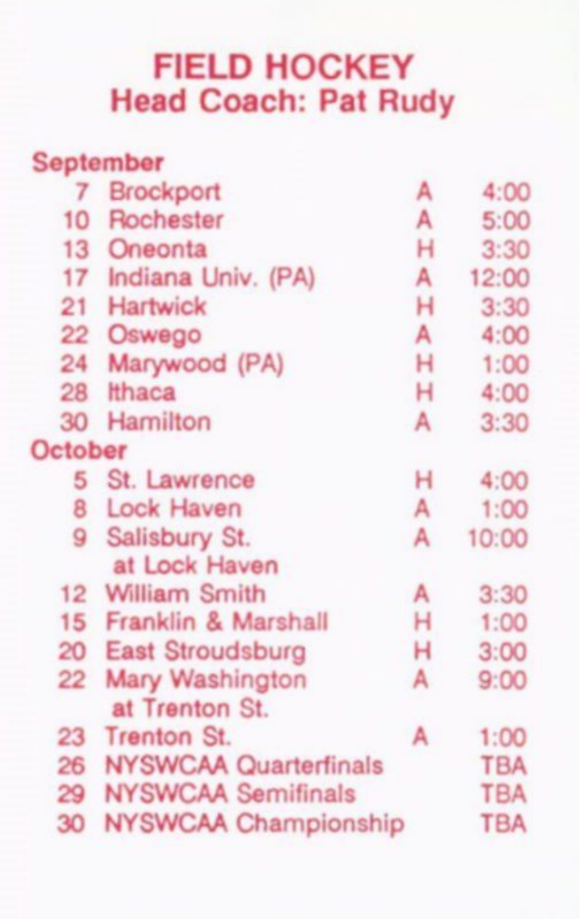# FIELD HOCKEY
## Head Coach: Pat Rudy

| Date | Opponent | H/A | Time |
|---|---|---|---|
| **September** | | | |
| 7 | Brockport | A | 4:00 |
| 10 | Rochester | A | 5:00 |
| 13 | Oneonta | H | 3:30 |
| 17 | Indiana Univ. (PA) | A | 12:00 |
| 21 | Hartwick | H | 3:30 |
| 22 | Oswego | A | 4:00 |
| 24 | Marywood (PA) | H | 1:00 |
| 28 | Ithaca | H | 4:00 |
| 30 | Hamilton | A | 3:30 |
| **October** | | | |
| 5 | St. Lawrence | H | 4:00 |
| 8 | Lock Haven | A | 1:00 |
| 9 | Salisbury St. at Lock Haven | A | 10:00 |
| 12 | William Smith | A | 3:30 |
| 15 | Franklin & Marshall | H | 1:00 |
| 20 | East Stroudsburg | H | 3:00 |
| 22 | Mary Washington at Trenton St. | A | 9:00 |
| 23 | Trenton St. | A | 1:00 |
| 26 | NYSWCAA Quarterfinals | | TBA |
| 29 | NYSWCAA Semifinals | | TBA |
| 30 | NYSWCAA Championship | | TBA |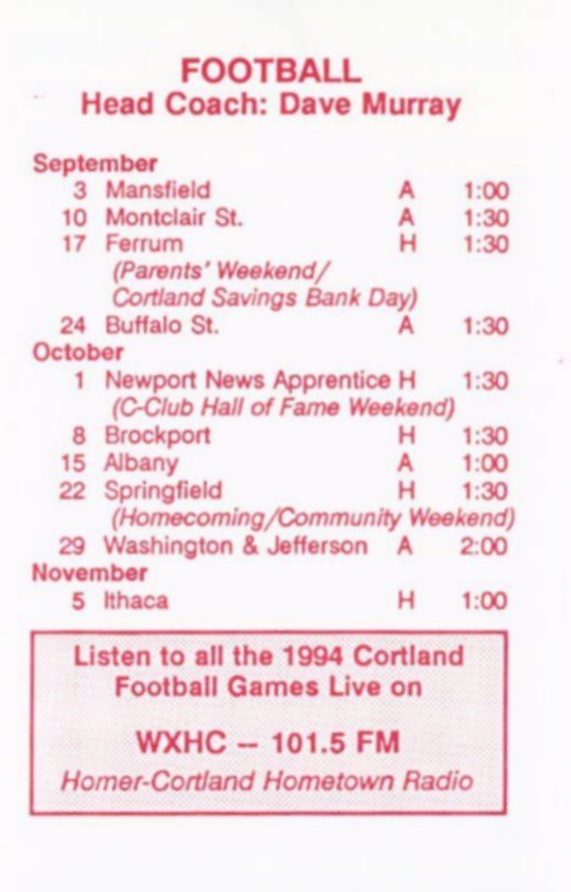# FOOTBALL

## Head Coach: Dave Murray

| Date | Opponent | H/A | Time |
|---|---|---|---|
| **September** | | | |
| 3 | Mansfield | A | 1:00 |
| 10 | Montclair St. | A | 1:30 |
| 17 | Ferrum *(Parents' Weekend/ Cortland Savings Bank Day)* | H | 1:30 |
| 24 | Buffalo St. | A | 1:30 |
| **October** | | | |
| 1 | Newport News Apprentice *(C-Club Hall of Fame Weekend)* | H | 1:30 |
| 8 | Brockport | H | 1:30 |
| 15 | Albany | A | 1:00 |
| 22 | Springfield *(Homecoming/Community Weekend)* | H | 1:30 |
| 29 | Washington & Jefferson | A | 2:00 |
| **November** | | | |
| 5 | Ithaca | H | 1:00 |

**Listen to all the 1994 Cortland Football Games Live on**

**WXHC -- 101.5 FM**

*Homer-Cortland Hometown Radio*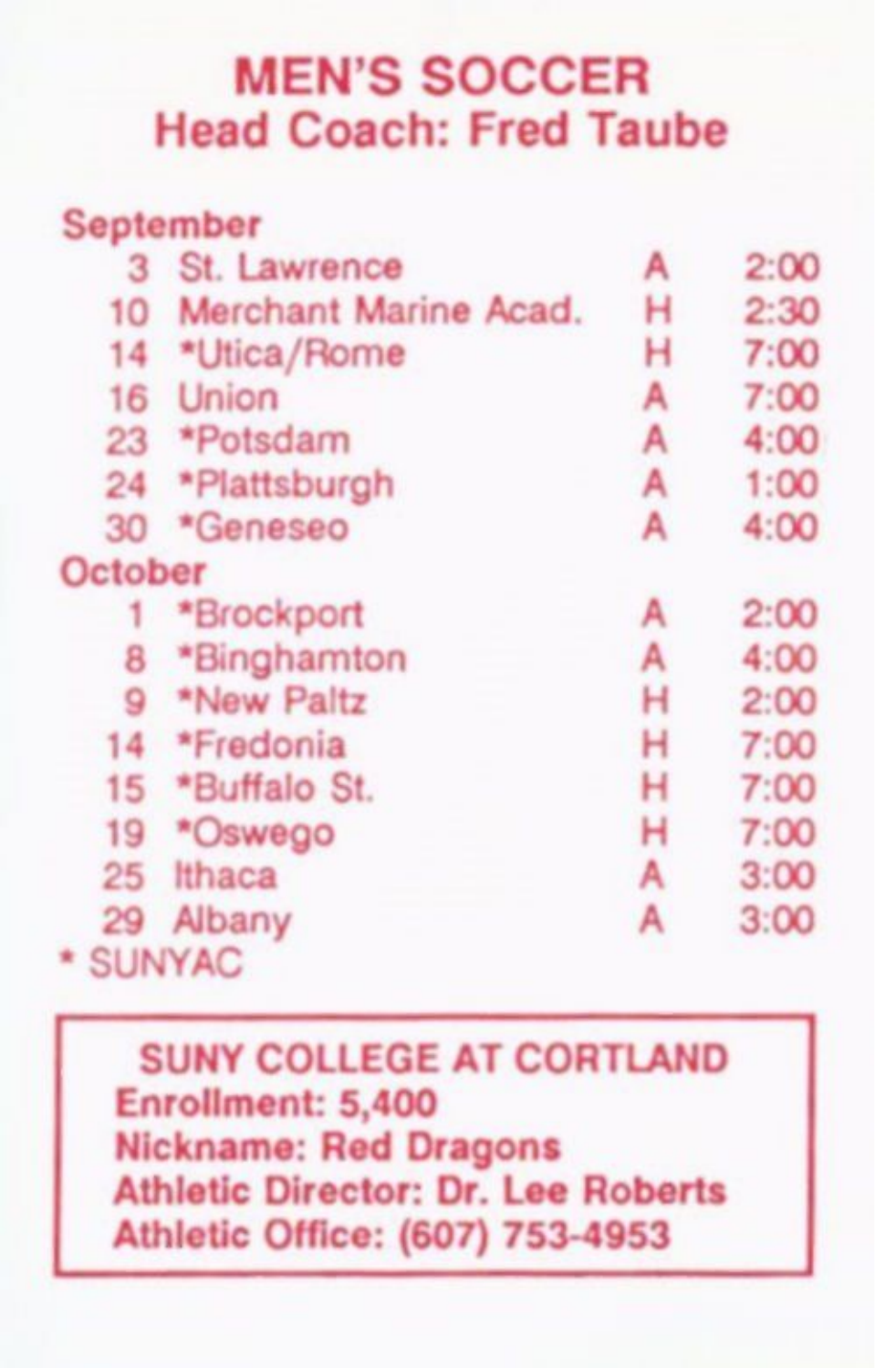# MEN'S SOCCER

## Head Coach: Fred Taube

**September**

| | | | |
|---|---|---|---|
| 3 | St. Lawrence | A | 2:00 |
| 10 | Merchant Marine Acad. | H | 2:30 |
| 14 | *Utica/Rome | H | 7:00 |
| 16 | Union | A | 7:00 |
| 23 | *Potsdam | A | 4:00 |
| 24 | *Plattsburgh | A | 1:00 |
| 30 | *Geneseo | A | 4:00 |

**October**

| | | | |
|---|---|---|---|
| 1 | *Brockport | A | 2:00 |
| 8 | *Binghamton | A | 4:00 |
| 9 | *New Paltz | H | 2:00 |
| 14 | *Fredonia | H | 7:00 |
| 15 | *Buffalo St. | H | 7:00 |
| 19 | *Oswego | H | 7:00 |
| 25 | Ithaca | A | 3:00 |
| 29 | Albany | A | 3:00 |

* SUNYAC

**SUNY COLLEGE AT CORTLAND**
**Enrollment: 5,400**
**Nickname: Red Dragons**
**Athletic Director: Dr. Lee Roberts**
**Athletic Office: (607) 753-4953**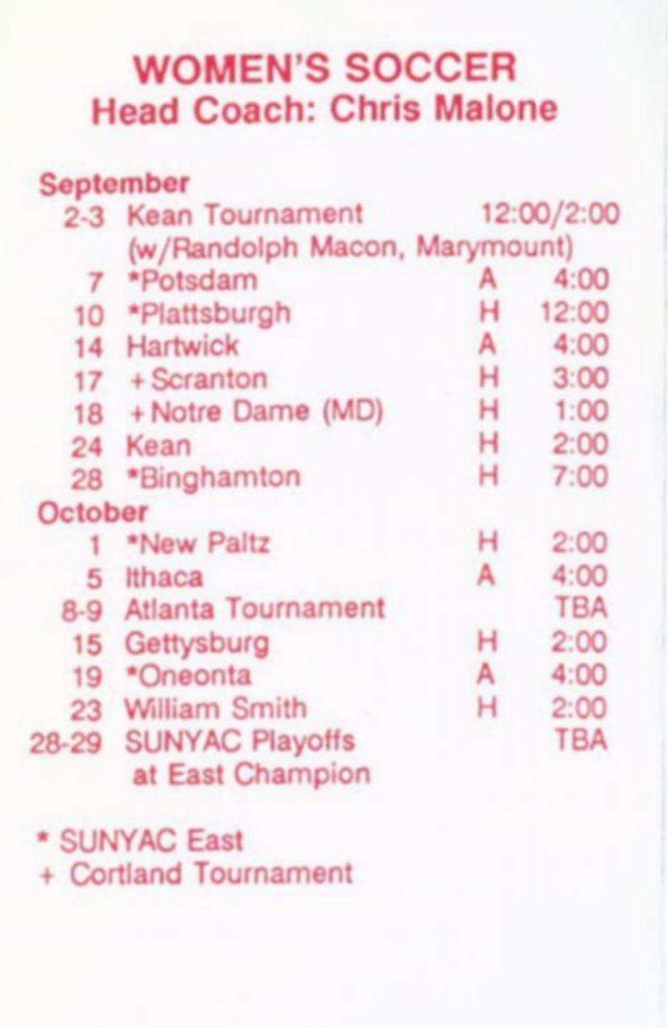# WOMEN'S SOCCER
## Head Coach: Chris Malone

| Date | Opponent | Site | Time |
|---|---|---|---|
| **September** | | | |
| 2-3 | Kean Tournament (w/Randolph Macon, Marymount) | | 12:00/2:00 |
| 7 | *Potsdam | A | 4:00 |
| 10 | *Plattsburgh | H | 12:00 |
| 14 | Hartwick | A | 4:00 |
| 17 | +Scranton | H | 3:00 |
| 18 | +Notre Dame (MD) | H | 1:00 |
| 24 | Kean | H | 2:00 |
| 28 | *Binghamton | H | 7:00 |
| **October** | | | |
| 1 | *New Paltz | H | 2:00 |
| 5 | Ithaca | A | 4:00 |
| 8-9 | Atlanta Tournament | | TBA |
| 15 | Gettysburg | H | 2:00 |
| 19 | *Oneonta | A | 4:00 |
| 23 | William Smith | H | 2:00 |
| 28-29 | SUNYAC Playoffs at East Champion | | TBA |

* SUNYAC East
+ Cortland Tournament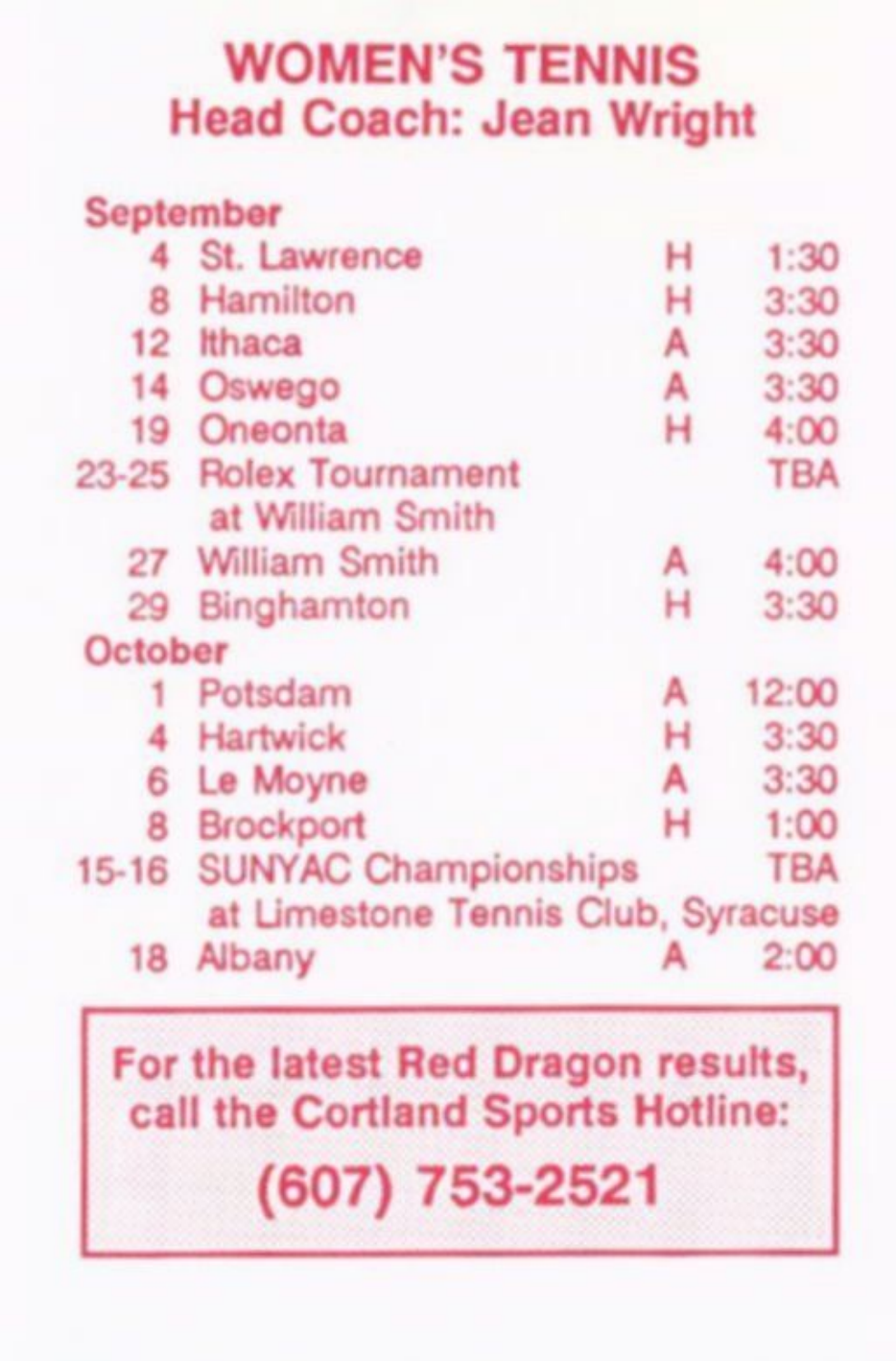# WOMEN'S TENNIS

## Head Coach: Jean Wright

| Date | Opponent | Site | Time |
|---|---|---|---|
| **September** | | | |
| 4 | St. Lawrence | H | 1:30 |
| 8 | Hamilton | H | 3:30 |
| 12 | Ithaca | A | 3:30 |
| 14 | Oswego | A | 3:30 |
| 19 | Oneonta | H | 4:00 |
| 23-25 | Rolex Tournament at William Smith | | TBA |
| 27 | William Smith | A | 4:00 |
| 29 | Binghamton | H | 3:30 |
| **October** | | | |
| 1 | Potsdam | A | 12:00 |
| 4 | Hartwick | H | 3:30 |
| 6 | Le Moyne | A | 3:30 |
| 8 | Brockport | H | 1:00 |
| 15-16 | SUNYAC Championships at Limestone Tennis Club, Syracuse | | TBA |
| 18 | Albany | A | 2:00 |

**For the latest Red Dragon results, call the Cortland Sports Hotline:**

**(607) 753-2521**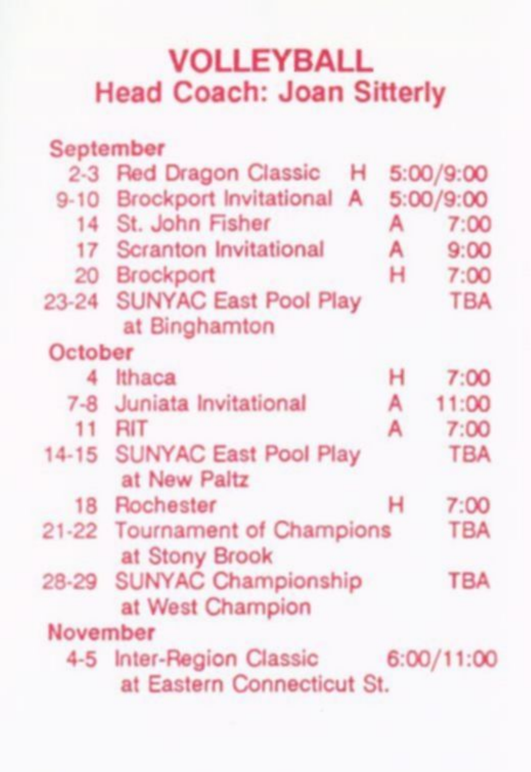# VOLLEYBALL

## Head Coach: Joan Sitterly

| Date | Opponent | H/A | Time |
| --- | --- | --- | --- |
| **September** | | | |
| 2-3 | Red Dragon Classic | H | 5:00/9:00 |
| 9-10 | Brockport Invitational | A | 5:00/9:00 |
| 14 | St. John Fisher | A | 7:00 |
| 17 | Scranton Invitational | A | 9:00 |
| 20 | Brockport | H | 7:00 |
| 23-24 | SUNYAC East Pool Play at Binghamton | | TBA |
| **October** | | | |
| 4 | Ithaca | H | 7:00 |
| 7-8 | Juniata Invitational | A | 11:00 |
| 11 | RIT | A | 7:00 |
| 14-15 | SUNYAC East Pool Play at New Paltz | | TBA |
| 18 | Rochester | H | 7:00 |
| 21-22 | Tournament of Champions at Stony Brook | | TBA |
| 28-29 | SUNYAC Championship at West Champion | | TBA |
| **November** | | | |
| 4-5 | Inter-Region Classic at Eastern Connecticut St. | | 6:00/11:00 |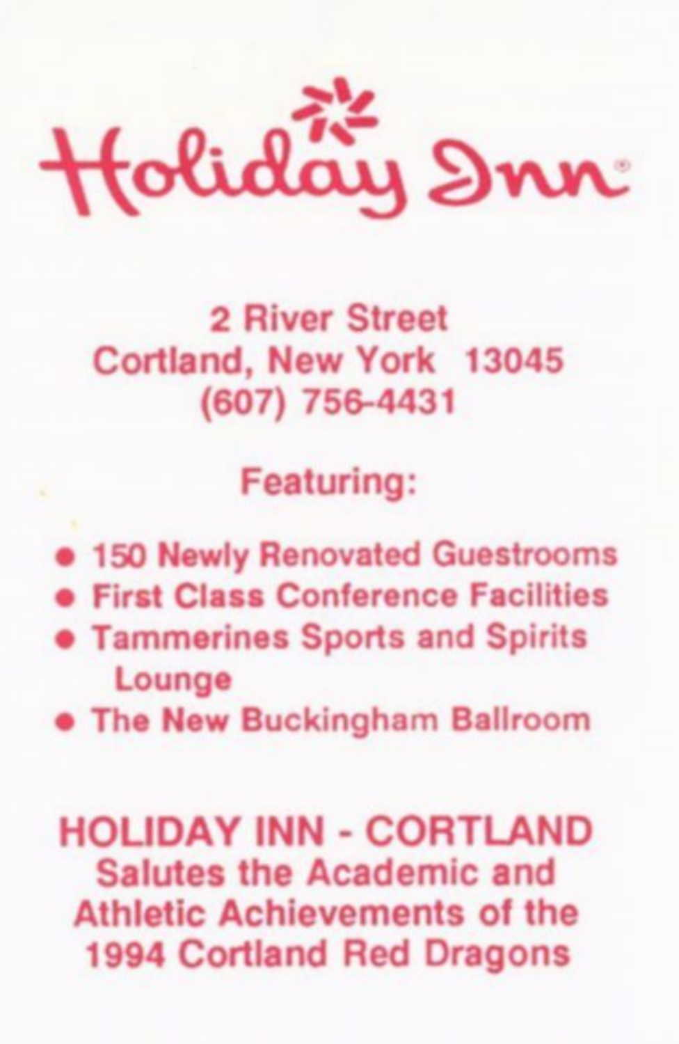# Holiday Inn®

2 River Street
Cortland, New York 13045
(607) 756-4431

**Featuring:**

- 150 Newly Renovated Guestrooms
- First Class Conference Facilities
- Tammerines Sports and Spirits Lounge
- The New Buckingham Ballroom

**HOLIDAY INN - CORTLAND**
Salutes the Academic and Athletic Achievements of the 1994 Cortland Red Dragons